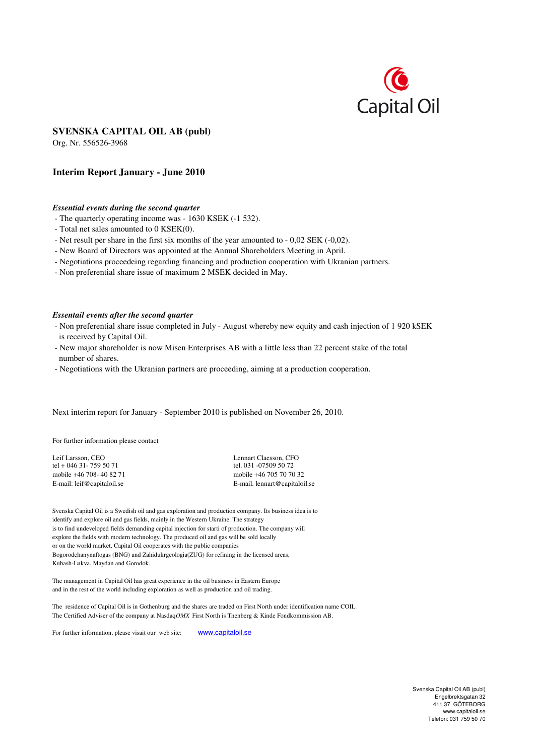Capital Oil

## SVENSKA CAPITAL OIL AB (publ)

Org. Nr. 556526-3968

## Interim Report January - June 2010

***Essential events during the second quarter***

- The quarterly operating income was - 1630 KSEK (-1 532).
- Total net sales amounted to 0 KSEK(0).
- Net result per share in the first six months of the year amounted to - 0,02 SEK (-0,02).
- New Board of Directors was appointed at the Annual Shareholders Meeting in April.
- Negotiations proceedeing regarding financing and production cooperation with Ukranian partners.
- Non preferential share issue of maximum 2 MSEK decided in May.

***Essentail events after the second quarter***

- Non preferential share issue completed in July - August whereby new equity and cash injection of 1 920 kSEK is received by Capital Oil.
- New major shareholder is now Misen Enterprises AB with a little less than 22 percent stake of the total number of shares.
- Negotiations with the Ukranian partners are proceeding, aiming at a production cooperation.

Next interim report for January - September 2010 is published on November 26, 2010.

For further information please contact

Leif Larsson, CEO
tel + 046 31- 759 50 71
mobile +46 708- 40 82 71
E-mail: leif@capitaloil.se

Lennart Claesson, CFO
tel. 031 -07509 50 72
mobile +46 705 70 70 32
E-mail. lennart@capitaloil.se

Svenska Capital Oil is a Swedish oil and gas exploration and production company. Its business idea is to identify and explore oil and gas fields, mainly in the Western Ukraine. The strategy is to find undeveloped fields demanding capital injection for starti of production. The company will explore the fields with modern technology. The produced oil and gas will be sold locally or on the world market. Capital Oil cooperates with the public companies Bogorodchanynaftogas (BNG) and Zahidukrgeologia(ZUG) for refining in the licensed areas, Kubash-Lukva, Maydan and Gorodok.

The management in Capital Oil has great experience in the oil business in Eastern Europe and in the rest of the world including exploration as well as production and oil trading.

The residence of Capital Oil is in Gothenburg and the shares are traded on First North under identification name COIL. The Certified Adviser of the company at Nasdaq*OMX* First North is Thenberg & Kinde Fondkommission AB.

For further information, please visait our web site: www.capitaloil.se

Svenska Capital Oil AB (publ)
Engelbrektsgatan 32
411 37 GÖTEBORG
www.capitaloil.se
Telefon: 031 759 50 70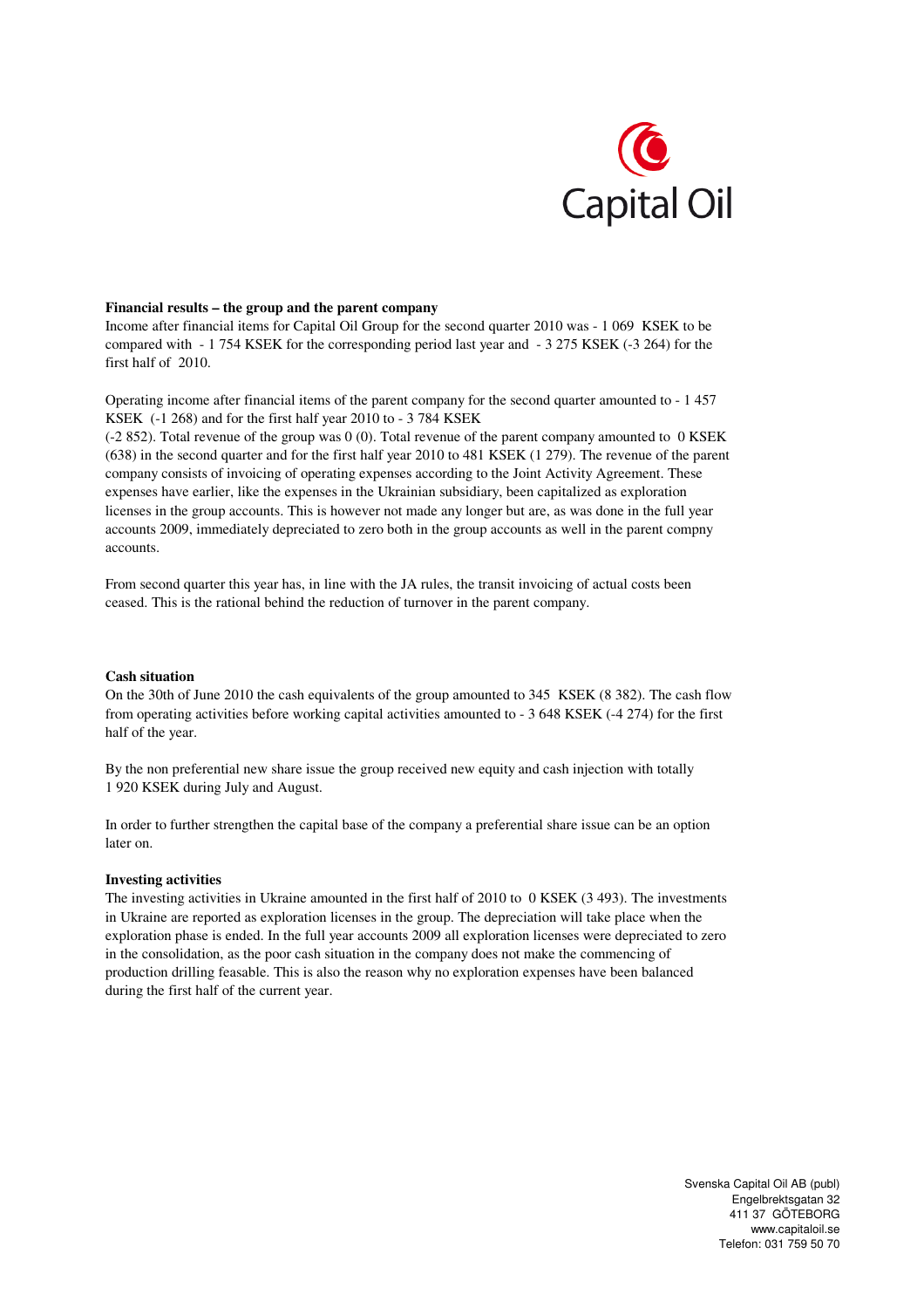**Financial results – the group and the parent company**

Income after financial items for Capital Oil Group for the second quarter 2010 was - 1 069 KSEK to be compared with - 1 754 KSEK for the corresponding period last year and - 3 275 KSEK (-3 264) for the first half of 2010.

Operating income after financial items of the parent company for the second quarter amounted to - 1 457 KSEK (-1 268) and for the first half year 2010 to - 3 784 KSEK (-2 852). Total revenue of the group was 0 (0). Total revenue of the parent company amounted to 0 KSEK (638) in the second quarter and for the first half year 2010 to 481 KSEK (1 279). The revenue of the parent company consists of invoicing of operating expenses according to the Joint Activity Agreement. These expenses have earlier, like the expenses in the Ukrainian subsidiary, been capitalized as exploration licenses in the group accounts. This is however not made any longer but are, as was done in the full year accounts 2009, immediately depreciated to zero both in the group accounts as well in the parent compny accounts.

From second quarter this year has, in line with the JA rules, the transit invoicing of actual costs been ceased. This is the rational behind the reduction of turnover in the parent company.

**Cash situation**

On the 30th of June 2010 the cash equivalents of the group amounted to 345 KSEK (8 382). The cash flow from operating activities before working capital activities amounted to - 3 648 KSEK (-4 274) for the first half of the year.

By the non preferential new share issue the group received new equity and cash injection with totally 1 920 KSEK during July and August.

In order to further strengthen the capital base of the company a preferential share issue can be an option later on.

**Investing activities**

The investing activities in Ukraine amounted in the first half of 2010 to 0 KSEK (3 493). The investments in Ukraine are reported as exploration licenses in the group. The depreciation will take place when the exploration phase is ended. In the full year accounts 2009 all exploration licenses were depreciated to zero in the consolidation, as the poor cash situation in the company does not make the commencing of production drilling feasable. This is also the reason why no exploration expenses have been balanced during the first half of the current year.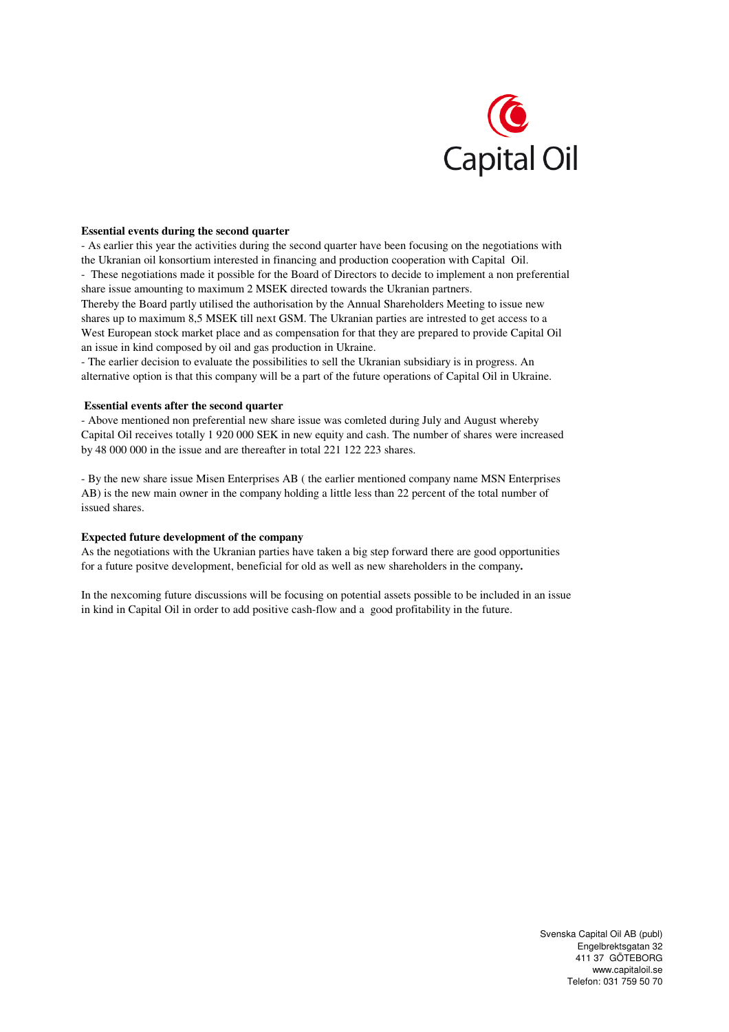**Essential events during the second quarter**

- As earlier this year the activities during the second quarter have been focusing on the negotiations with the Ukranian oil konsortium interested in financing and production cooperation with Capital Oil.
- These negotiations made it possible for the Board of Directors to decide to implement a non preferential share issue amounting to maximum 2 MSEK directed towards the Ukranian partners.

Thereby the Board partly utilised the authorisation by the Annual Shareholders Meeting to issue new shares up to maximum 8,5 MSEK till next GSM. The Ukranian parties are intrested to get access to a West European stock market place and as compensation for that they are prepared to provide Capital Oil an issue in kind composed by oil and gas production in Ukraine.

- The earlier decision to evaluate the possibilities to sell the Ukranian subsidiary is in progress. An alternative option is that this company will be a part of the future operations of Capital Oil in Ukraine.

**Essential events after the second quarter**

- Above mentioned non preferential new share issue was comleted during July and August whereby Capital Oil receives totally 1 920 000 SEK in new equity and cash. The number of shares were increased by 48 000 000 in the issue and are thereafter in total 221 122 223 shares.

- By the new share issue Misen Enterprises AB ( the earlier mentioned company name MSN Enterprises AB) is the new main owner in the company holding a little less than 22 percent of the total number of issued shares.

**Expected future development of the company**

As the negotiations with the Ukranian parties have taken a big step forward there are good opportunities for a future positve development, beneficial for old as well as new shareholders in the company.

In the nexcoming future discussions will be focusing on potential assets possible to be included in an issue in kind in Capital Oil in order to add positive cash-flow and a good profitability in the future.

Svenska Capital Oil AB (publ)
Engelbrektsgatan 32
411 37 GÖTEBORG
www.capitaloil.se
Telefon: 031 759 50 70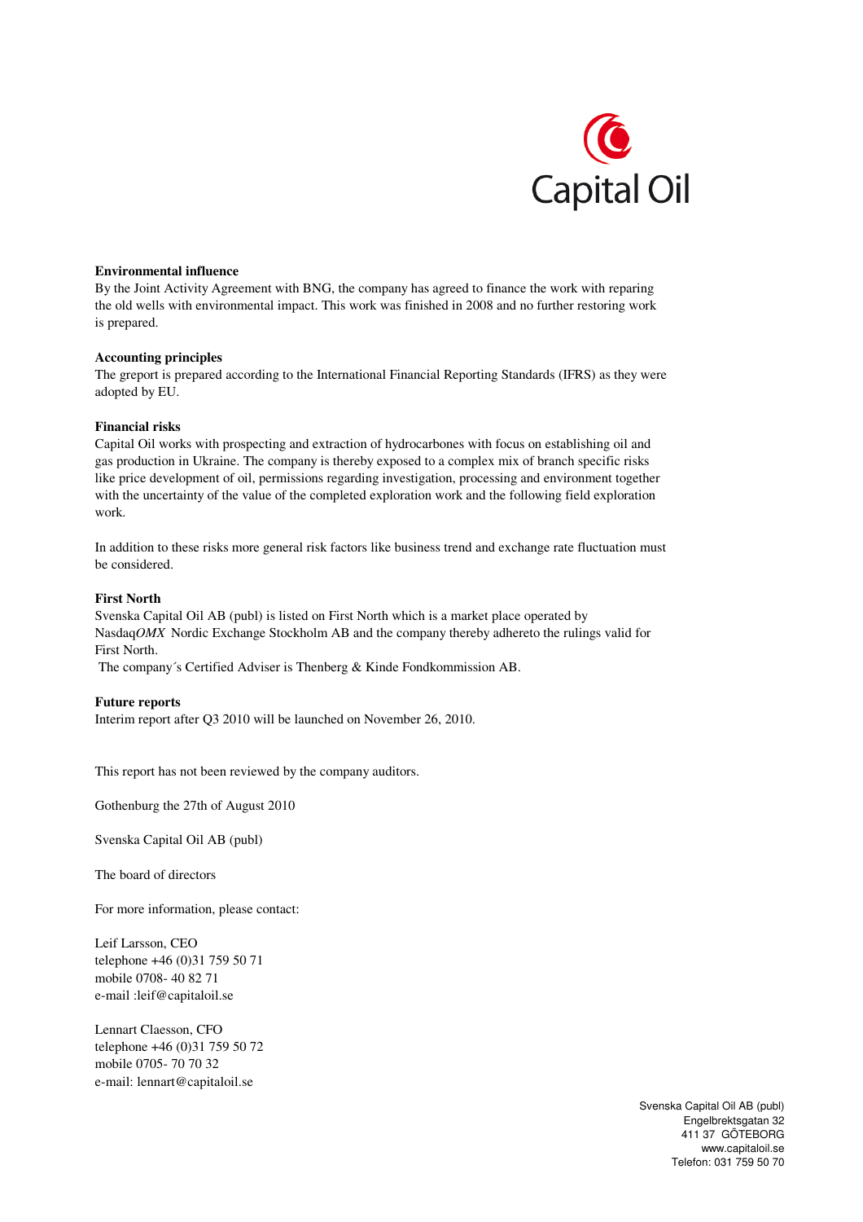**Environmental influence**

By the Joint Activity Agreement with BNG, the company has agreed to finance the work with reparing the old wells with environmental impact. This work was finished in 2008 and no further restoring work is prepared.

**Accounting principles**

The greport is prepared according to the International Financial Reporting Standards (IFRS) as they were adopted by EU.

**Financial risks**

Capital Oil works with prospecting and extraction of hydrocarbones with focus on establishing oil and gas production in Ukraine. The company is thereby exposed to a complex mix of branch specific risks like price development of oil, permissions regarding investigation, processing and environment together with the uncertainty of the value of the completed exploration work and the following field exploration work.

In addition to these risks more general risk factors like business trend and exchange rate fluctuation must be considered.

**First North**

Svenska Capital Oil AB (publ) is listed on First North which is a market place operated by Nasdaq*OMX* Nordic Exchange Stockholm AB and the company thereby adhereto the rulings valid for First North.

The company´s Certified Adviser is Thenberg & Kinde Fondkommission AB.

**Future reports**

Interim report after Q3 2010 will be launched on November 26, 2010.

This report has not been reviewed by the company auditors.

Gothenburg the 27th of August 2010

Svenska Capital Oil AB (publ)

The board of directors

For more information, please contact:

Leif Larsson, CEO
telephone +46 (0)31 759 50 71
mobile 0708- 40 82 71
e-mail :leif@capitaloil.se

Lennart Claesson, CFO
telephone +46 (0)31 759 50 72
mobile 0705- 70 70 32
e-mail: lennart@capitaloil.se

Svenska Capital Oil AB (publ)
Engelbrektsgatan 32
411 37 GÖTEBORG
www.capitaloil.se
Telefon: 031 759 50 70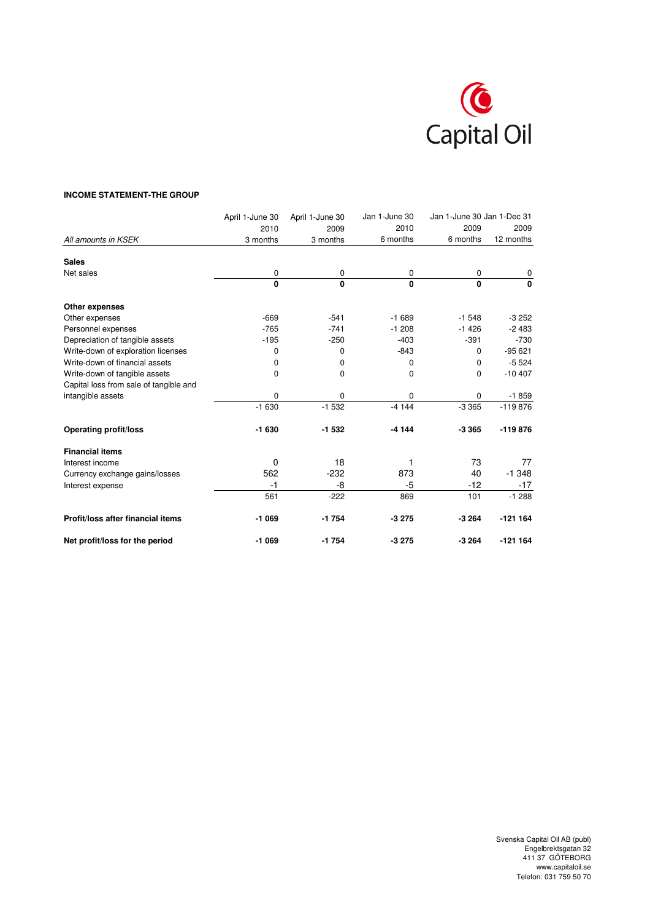**INCOME STATEMENT-THE GROUP**

| *All amounts in KSEK* | April 1-June 30 2010 3 months | April 1-June 30 2009 3 months | Jan 1-June 30 2010 6 months | Jan 1-June 30 2009 6 months | Jan 1-Dec 31 2009 12 months |
|---|---|---|---|---|---|
| **Sales** | | | | | |
| Net sales | 0 | 0 | 0 | 0 | 0 |
| | **0** | **0** | **0** | **0** | **0** |
| **Other expenses** | | | | | |
| Other expenses | -669 | -541 | -1 689 | -1 548 | -3 252 |
| Personnel expenses | -765 | -741 | -1 208 | -1 426 | -2 483 |
| Depreciation of tangible assets | -195 | -250 | -403 | -391 | -730 |
| Write-down of exploration licenses | 0 | 0 | -843 | 0 | -95 621 |
| Write-down of financial assets | 0 | 0 | 0 | 0 | -5 524 |
| Write-down of tangible assets | 0 | 0 | 0 | 0 | -10 407 |
| Capital loss from sale of tangible and intangible assets | 0 | 0 | 0 | 0 | -1 859 |
| | -1 630 | -1 532 | -4 144 | -3 365 | -119 876 |
| **Operating profit/loss** | **-1 630** | **-1 532** | **-4 144** | **-3 365** | **-119 876** |
| **Financial items** | | | | | |
| Interest income | 0 | 18 | 1 | 73 | 77 |
| Currency exchange gains/losses | 562 | -232 | 873 | 40 | -1 348 |
| Interest expense | -1 | -8 | -5 | -12 | -17 |
| | 561 | -222 | 869 | 101 | -1 288 |
| **Profit/loss after financial items** | **-1 069** | **-1 754** | **-3 275** | **-3 264** | **-121 164** |
| **Net profit/loss for the period** | **-1 069** | **-1 754** | **-3 275** | **-3 264** | **-121 164** |

Svenska Capital Oil AB (publ)
Engelbrektsgatan 32
411 37 GÖTEBORG
www.capitaloil.se
Telefon: 031 759 50 70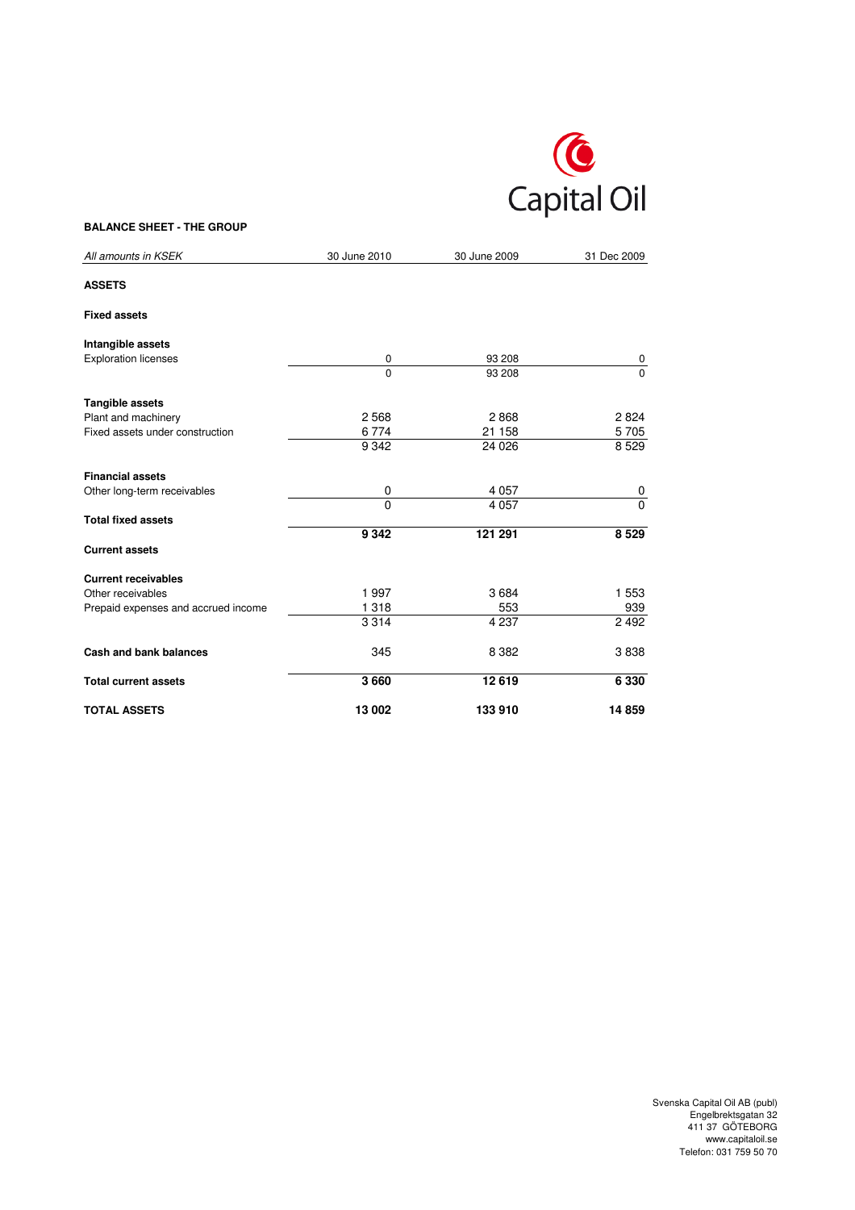Capital Oil

## BALANCE SHEET - THE GROUP

| *All amounts in KSEK* | 30 June 2010 | 30 June 2009 | 31 Dec 2009 |
|---|---|---|---|
| **ASSETS** | | | |
| **Fixed assets** | | | |
| **Intangible assets** | | | |
| Exploration licenses | 0 | 93 208 | 0 |
| | 0 | 93 208 | 0 |
| **Tangible assets** | | | |
| Plant and machinery | 2 568 | 2 868 | 2 824 |
| Fixed assets under construction | 6 774 | 21 158 | 5 705 |
| | 9 342 | 24 026 | 8 529 |
| **Financial assets** | | | |
| Other long-term receivables | 0 | 4 057 | 0 |
| | 0 | 4 057 | 0 |
| **Total fixed assets** | **9 342** | **121 291** | **8 529** |
| **Current assets** | | | |
| **Current receivables** | | | |
| Other receivables | 1 997 | 3 684 | 1 553 |
| Prepaid expenses and accrued income | 1 318 | 553 | 939 |
| | 3 314 | 4 237 | 2 492 |
| **Cash and bank balances** | 345 | 8 382 | 3 838 |
| **Total current assets** | **3 660** | **12 619** | **6 330** |
| **TOTAL ASSETS** | **13 002** | **133 910** | **14 859** |

Svenska Capital Oil AB (publ)
Engelbrektsgatan 32
411 37 GÖTEBORG
www.capitaloil.se
Telefon: 031 759 50 70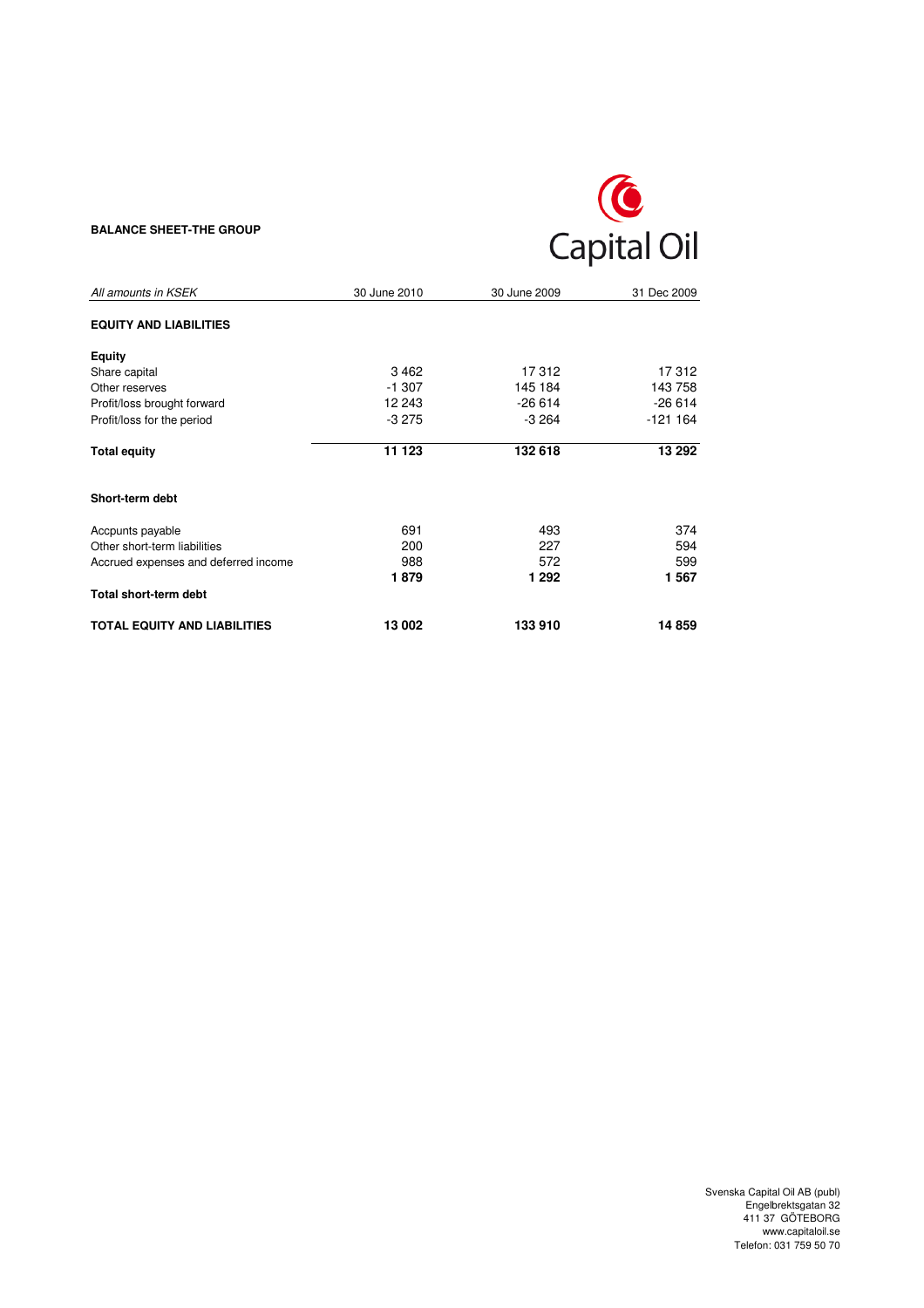**BALANCE SHEET-THE GROUP**

Capital Oil

| *All amounts in KSEK* | 30 June 2010 | 30 June 2009 | 31 Dec 2009 |
|---|---|---|---|
| **EQUITY AND LIABILITIES** | | | |
| **Equity** | | | |
| Share capital | 3 462 | 17 312 | 17 312 |
| Other reserves | -1 307 | 145 184 | 143 758 |
| Profit/loss brought forward | 12 243 | -26 614 | -26 614 |
| Profit/loss for the period | -3 275 | -3 264 | -121 164 |
| **Total equity** | **11 123** | **132 618** | **13 292** |
| **Short-term debt** | | | |
| Accpunts payable | 691 | 493 | 374 |
| Other short-term liabilities | 200 | 227 | 594 |
| Accrued expenses and deferred income | 988 | 572 | 599 |
| **Total short-term debt** | **1 879** | **1 292** | **1 567** |
| **TOTAL EQUITY AND LIABILITIES** | **13 002** | **133 910** | **14 859** |

Svenska Capital Oil AB (publ)
Engelbrektsgatan 32
411 37 GÖTEBORG
www.capitaloil.se
Telefon: 031 759 50 70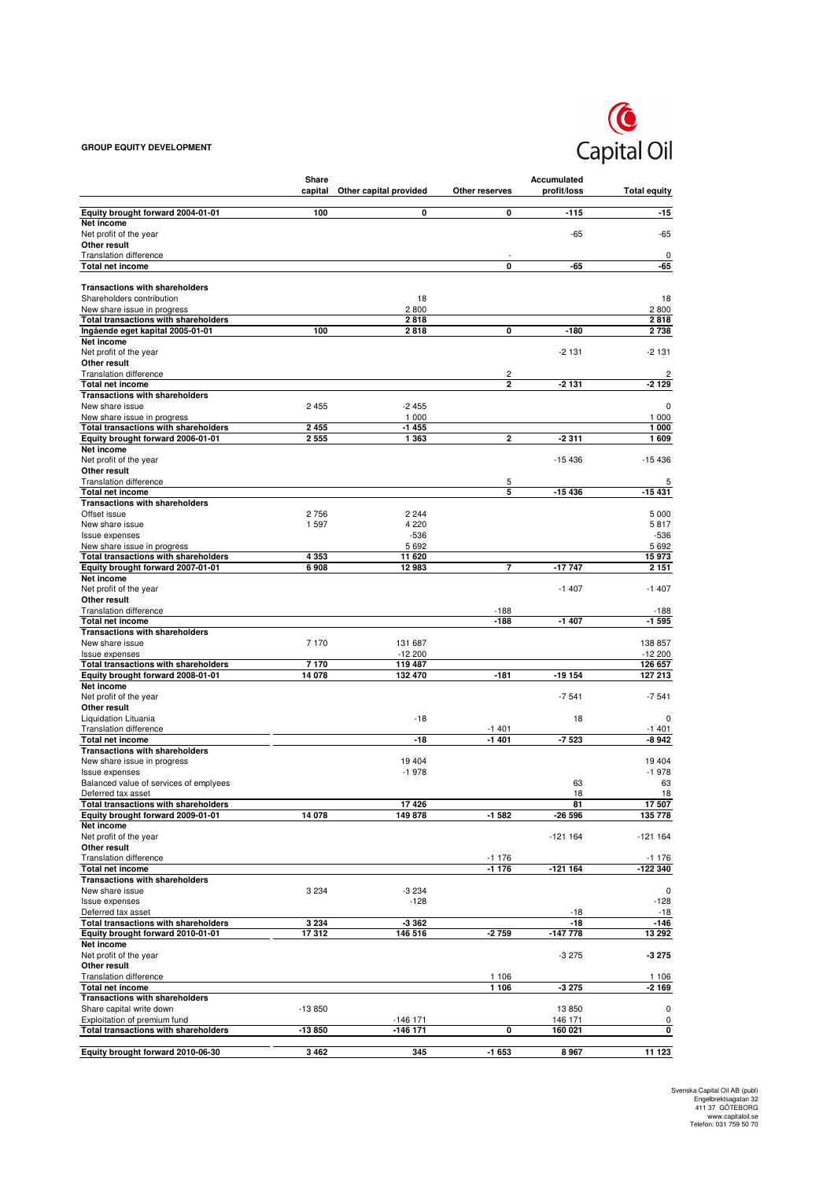**GROUP EQUITY DEVELOPMENT**

Capital Oil

| | Share capital | Other capital provided | Other reserves | Accumulated profit/loss | Total equity |
|---|---|---|---|---|---|
| **Equity brought forward 2004-01-01** | **100** | **0** | **0** | **-115** | **-15** |
| **Net income** | | | | | |
| Net profit of the year | | | | -65 | -65 |
| **Other result** | | | | | |
| Translation difference | | | - | | 0 |
| **Total net income** | | | **0** | **-65** | **-65** |
| | | | | | |
| **Transactions with shareholders** | | | | | |
| Shareholders contribution | | 18 | | | 18 |
| New share issue in progress | | 2 800 | | | 2 800 |
| **Total transactions with shareholders** | | **2 818** | | | **2 818** |
| **Ingående eget kapital 2005-01-01** | **100** | **2 818** | **0** | **-180** | **2 738** |
| **Net income** | | | | | |
| Net profit of the year | | | | -2 131 | -2 131 |
| **Other result** | | | | | |
| Translation difference | | | 2 | | 2 |
| **Total net income** | | | **2** | **-2 131** | **-2 129** |
| **Transactions with shareholders** | | | | | |
| New share issue | 2 455 | -2 455 | | | 0 |
| New share issue in progress | | 1 000 | | | 1 000 |
| **Total transactions with shareholders** | **2 455** | **-1 455** | | | **1 000** |
| **Equity brought forward 2006-01-01** | **2 555** | **1 363** | **2** | **-2 311** | **1 609** |
| **Net income** | | | | | |
| Net profit of the year | | | | -15 436 | -15 436 |
| **Other result** | | | | | |
| Translation difference | | | 5 | | 5 |
| **Total net income** | | | **5** | **-15 436** | **-15 431** |
| **Transactions with shareholders** | | | | | |
| Offset issue | 2 756 | 2 244 | | | 5 000 |
| New share issue | 1 597 | 4 220 | | | 5 817 |
| Issue expenses | | -536 | | | -536 |
| New share issue in progress | | 5 692 | | | 5 692 |
| **Total transactions with shareholders** | **4 353** | **11 620** | | | **15 973** |
| **Equity brought forward 2007-01-01** | **6 908** | **12 983** | **7** | **-17 747** | **2 151** |
| **Net income** | | | | | |
| Net profit of the year | | | | -1 407 | -1 407 |
| **Other result** | | | | | |
| Translation difference | | | -188 | | -188 |
| **Total net income** | | | **-188** | **-1 407** | **-1 595** |
| **Transactions with shareholders** | | | | | |
| New share issue | 7 170 | 131 687 | | | 138 857 |
| Issue expenses | | -12 200 | | | -12 200 |
| **Total transactions with shareholders** | **7 170** | **119 487** | | | **126 657** |
| **Equity brought forward 2008-01-01** | **14 078** | **132 470** | **-181** | **-19 154** | **127 213** |
| **Net income** | | | | | |
| Net profit of the year | | | | -7 541 | -7 541 |
| **Other result** | | | | | |
| Liquidation Lituania | | -18 | | 18 | 0 |
| Translation difference | | | -1 401 | | -1 401 |
| **Total net income** | | **-18** | **-1 401** | **-7 523** | **-8 942** |
| **Transactions with shareholders** | | | | | |
| New share issue in progress | | 19 404 | | | 19 404 |
| Issue expenses | | -1 978 | | | -1 978 |
| Balanced value of services of emplyees | | | | 63 | 63 |
| Deferred tax asset | | | | 18 | 18 |
| **Total transactions with shareholders** | | **17 426** | | **81** | **17 507** |
| **Equity brought forward 2009-01-01** | **14 078** | **149 878** | **-1 582** | **-26 596** | **135 778** |
| **Net income** | | | | | |
| Net profit of the year | | | | -121 164 | -121 164 |
| **Other result** | | | | | |
| Translation difference | | | -1 176 | | -1 176 |
| **Total net income** | | | **-1 176** | **-121 164** | **-122 340** |
| **Transactions with shareholders** | | | | | |
| New share issue | 3 234 | -3 234 | | | 0 |
| Issue expenses | | -128 | | | -128 |
| Deferred tax asset | | | | -18 | -18 |
| **Total transactions with shareholders** | **3 234** | **-3 362** | | **-18** | **-146** |
| **Equity brought forward 2010-01-01** | **17 312** | **146 516** | **-2 759** | **-147 778** | **13 292** |
| **Net income** | | | | | |
| Net profit of the year | | | | -3 275 | **-3 275** |
| **Other result** | | | | | |
| Translation difference | | | 1 106 | | 1 106 |
| **Total net income** | | | **1 106** | **-3 275** | **-2 169** |
| **Transactions with shareholders** | | | | | |
| Share capital write down | -13 850 | | | 13 850 | 0 |
| Exploitation of premium fund | | -146 171 | | 146 171 | 0 |
| **Total transactions with shareholders** | **-13 850** | **-146 171** | **0** | **160 021** | **0** |
| | | | | | |
| **Equity brought forward 2010-06-30** | **3 462** | **345** | **-1 653** | **8 967** | **11 123** |

Svenska Capital Oil AB (publ)
Engelbrektsagatan 32
411 37 GÖTEBORG
www.capitaloil.se
Telefon: 031 759 50 70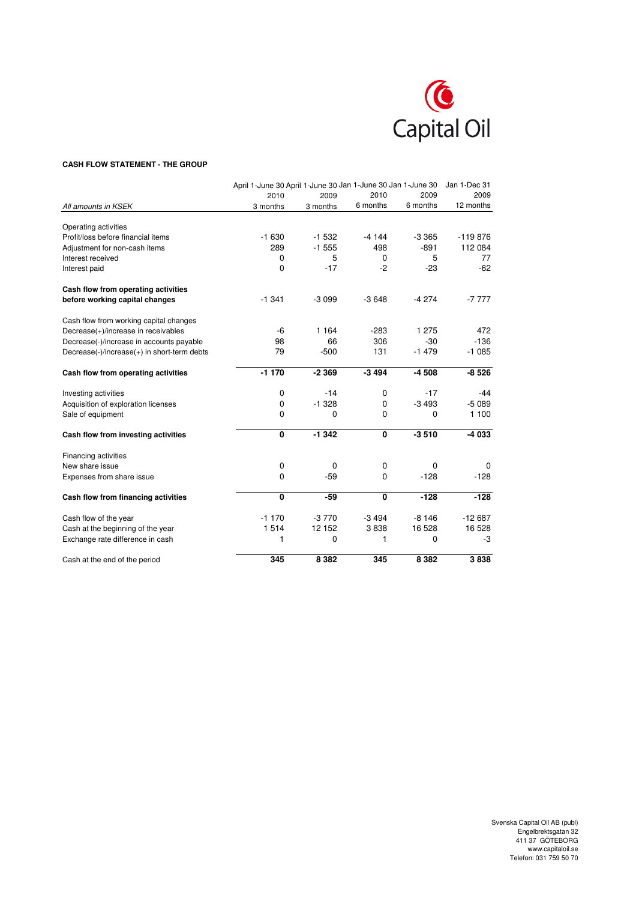Capital Oil

**CASH FLOW STATEMENT - THE GROUP**

| *All amounts in KSEK* | April 1-June 30 2010 3 months | April 1-June 30 2009 3 months | Jan 1-June 30 2010 6 months | Jan 1-June 30 2009 6 months | Jan 1-Dec 31 2009 12 months |
|---|---|---|---|---|---|
| Operating activities | | | | | |
| Profit/loss before financial items | -1 630 | -1 532 | -4 144 | -3 365 | -119 876 |
| Adjustment for non-cash items | 289 | -1 555 | 498 | -891 | 112 084 |
| Interest received | 0 | 5 | 0 | 5 | 77 |
| Interest paid | 0 | -17 | -2 | -23 | -62 |
| **Cash flow from operating activities before working capital changes** | -1 341 | -3 099 | -3 648 | -4 274 | -7 777 |
| Cash flow from working capital changes | | | | | |
| Decrease(+)/increase in receivables | -6 | 1 164 | -283 | 1 275 | 472 |
| Decrease(-)/increase in accounts payable | 98 | 66 | 306 | -30 | -136 |
| Decrease(-)/increase(+) in short-term debts | 79 | -500 | 131 | -1 479 | -1 085 |
| **Cash flow from operating activities** | **-1 170** | **-2 369** | **-3 494** | **-4 508** | **-8 526** |
| Investing activities | 0 | -14 | 0 | -17 | -44 |
| Acquisition of exploration licenses | 0 | -1 328 | 0 | -3 493 | -5 089 |
| Sale of equipment | 0 | 0 | 0 | 0 | 1 100 |
| **Cash flow from investing activities** | **0** | **-1 342** | **0** | **-3 510** | **-4 033** |
| Financing activities | | | | | |
| New share issue | 0 | 0 | 0 | 0 | 0 |
| Expenses from share issue | 0 | -59 | 0 | -128 | -128 |
| **Cash flow from financing activities** | **0** | **-59** | **0** | **-128** | **-128** |
| Cash flow of the year | -1 170 | -3 770 | -3 494 | -8 146 | -12 687 |
| Cash at the beginning of the year | 1 514 | 12 152 | 3 838 | 16 528 | 16 528 |
| Exchange rate difference in cash | 1 | 0 | 1 | 0 | -3 |
| Cash at the end of the period | **345** | **8 382** | **345** | **8 382** | **3 838** |

Svenska Capital Oil AB (publ)
Engelbrektsgatan 32
411 37 GÖTEBORG
www.capitaloil.se
Telefon: 031 759 50 70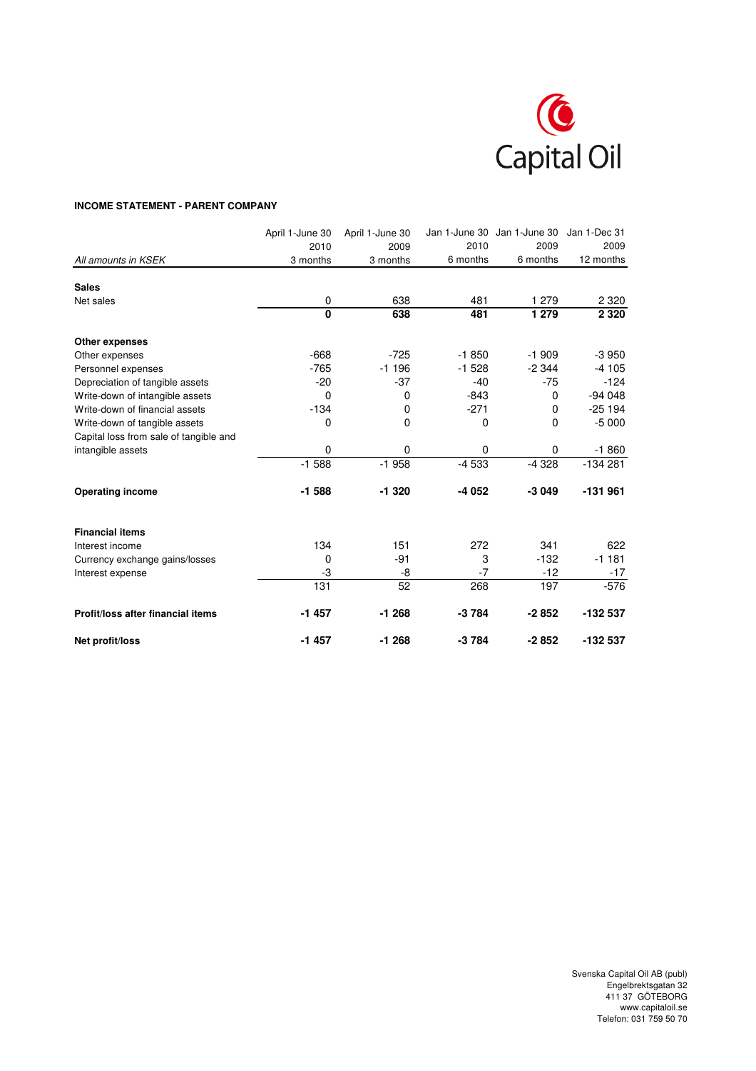Capital Oil

## INCOME STATEMENT - PARENT COMPANY

| *All amounts in KSEK* | April 1-June 30 2010 3 months | April 1-June 30 2009 3 months | Jan 1-June 30 2010 6 months | Jan 1-June 30 2009 6 months | Jan 1-Dec 31 2009 12 months |
|---|---|---|---|---|---|
| **Sales** | | | | | |
| Net sales | 0 | 638 | 481 | 1 279 | 2 320 |
| | **0** | **638** | **481** | **1 279** | **2 320** |
| **Other expenses** | | | | | |
| Other expenses | -668 | -725 | -1 850 | -1 909 | -3 950 |
| Personnel expenses | -765 | -1 196 | -1 528 | -2 344 | -4 105 |
| Depreciation of tangible assets | -20 | -37 | -40 | -75 | -124 |
| Write-down of intangible assets | 0 | 0 | -843 | 0 | -94 048 |
| Write-down of financial assets | -134 | 0 | -271 | 0 | -25 194 |
| Write-down of tangible assets | 0 | 0 | 0 | 0 | -5 000 |
| Capital loss from sale of tangible and intangible assets | 0 | 0 | 0 | 0 | -1 860 |
| | -1 588 | -1 958 | -4 533 | -4 328 | -134 281 |
| **Operating income** | **-1 588** | **-1 320** | **-4 052** | **-3 049** | **-131 961** |
| **Financial items** | | | | | |
| Interest income | 134 | 151 | 272 | 341 | 622 |
| Currency exchange gains/losses | 0 | -91 | 3 | -132 | -1 181 |
| Interest expense | -3 | -8 | -7 | -12 | -17 |
| | 131 | 52 | 268 | 197 | -576 |
| **Profit/loss after financial items** | **-1 457** | **-1 268** | **-3 784** | **-2 852** | **-132 537** |
| **Net profit/loss** | **-1 457** | **-1 268** | **-3 784** | **-2 852** | **-132 537** |

Svenska Capital Oil AB (publ)
Engelbrektsgatan 32
411 37 GÖTEBORG
www.capitaloil.se
Telefon: 031 759 50 70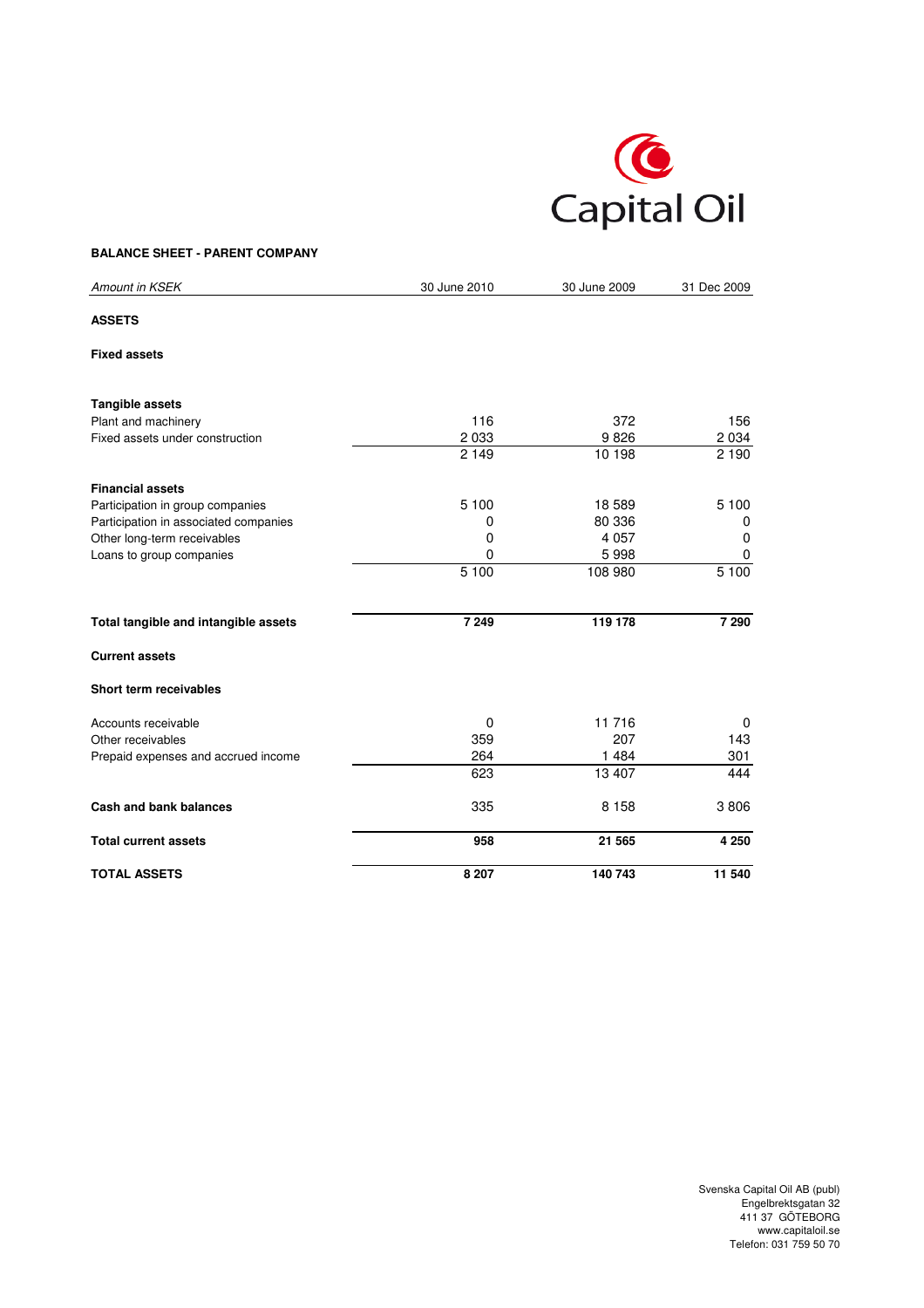**BALANCE SHEET - PARENT COMPANY**

| *Amount in KSEK* | 30 June 2010 | 30 June 2009 | 31 Dec 2009 |
|---|---|---|---|
| **ASSETS** | | | |
| **Fixed assets** | | | |
| **Tangible assets** | | | |
| Plant and machinery | 116 | 372 | 156 |
| Fixed assets under construction | 2 033 | 9 826 | 2 034 |
| | 2 149 | 10 198 | 2 190 |
| **Financial assets** | | | |
| Participation in group companies | 5 100 | 18 589 | 5 100 |
| Participation in associated companies | 0 | 80 336 | 0 |
| Other long-term receivables | 0 | 4 057 | 0 |
| Loans to group companies | 0 | 5 998 | 0 |
| | 5 100 | 108 980 | 5 100 |
| **Total tangible and intangible assets** | **7 249** | **119 178** | **7 290** |
| **Current assets** | | | |
| **Short term receivables** | | | |
| Accounts receivable | 0 | 11 716 | 0 |
| Other receivables | 359 | 207 | 143 |
| Prepaid expenses and accrued income | 264 | 1 484 | 301 |
| | 623 | 13 407 | 444 |
| **Cash and bank balances** | 335 | 8 158 | 3 806 |
| **Total current assets** | **958** | **21 565** | **4 250** |
| **TOTAL ASSETS** | **8 207** | **140 743** | **11 540** |

Svenska Capital Oil AB (publ)
Engelbrektsgatan 32
411 37 GÖTEBORG
www.capitaloil.se
Telefon: 031 759 50 70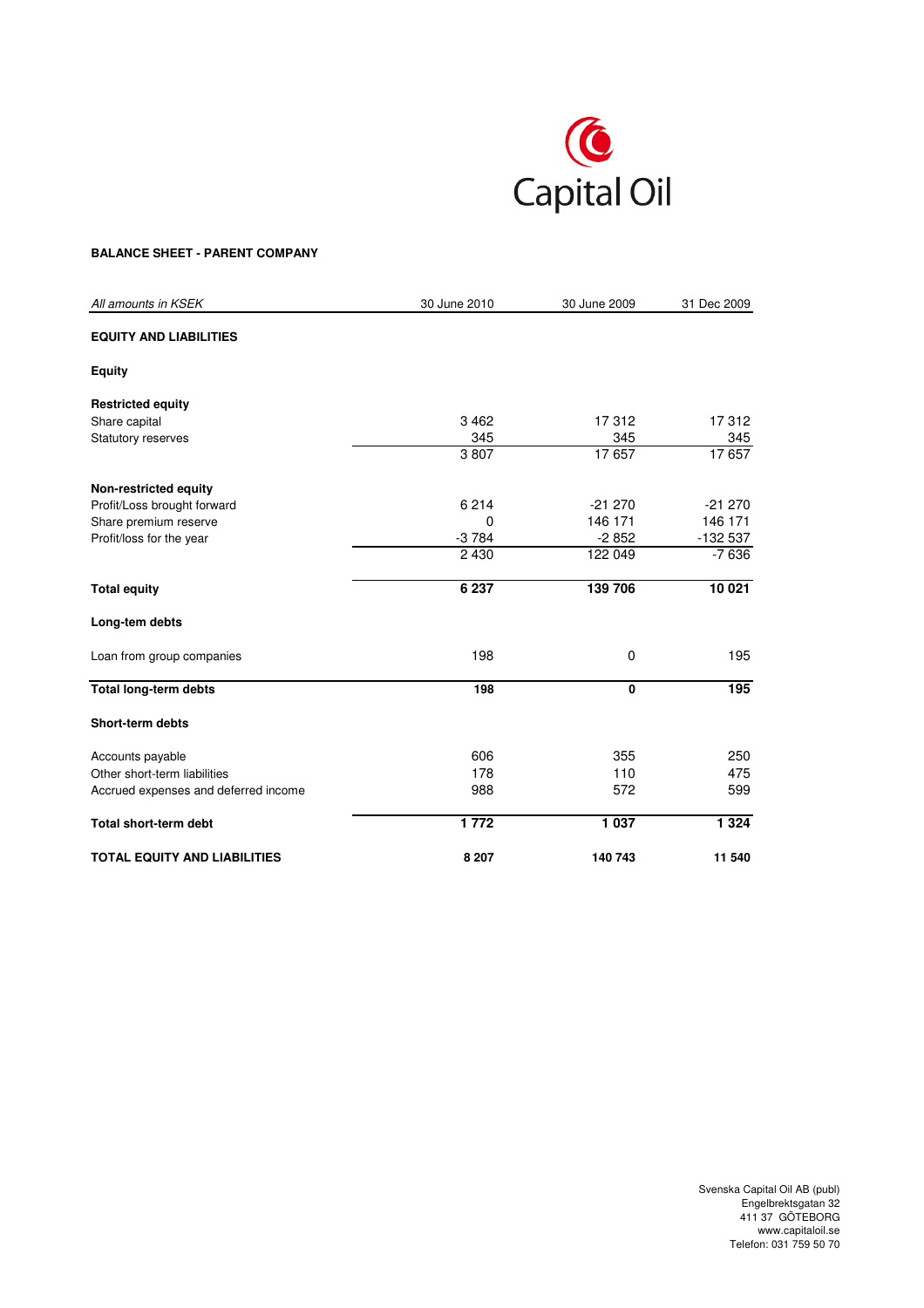Capital Oil

**BALANCE SHEET - PARENT COMPANY**

| *All amounts in KSEK* | 30 June 2010 | 30 June 2009 | 31 Dec 2009 |
|---|---|---|---|
| **EQUITY AND LIABILITIES** | | | |
| **Equity** | | | |
| **Restricted equity** | | | |
| Share capital | 3 462 | 17 312 | 17 312 |
| Statutory reserves | 345 | 345 | 345 |
| | 3 807 | 17 657 | 17 657 |
| **Non-restricted equity** | | | |
| Profit/Loss brought forward | 6 214 | -21 270 | -21 270 |
| Share premium reserve | 0 | 146 171 | 146 171 |
| Profit/loss for the year | -3 784 | -2 852 | -132 537 |
| | 2 430 | 122 049 | -7 636 |
| **Total equity** | **6 237** | **139 706** | **10 021** |
| **Long-tem debts** | | | |
| Loan from group companies | 198 | 0 | 195 |
| **Total long-term debts** | **198** | **0** | **195** |
| **Short-term debts** | | | |
| Accounts payable | 606 | 355 | 250 |
| Other short-term liabilities | 178 | 110 | 475 |
| Accrued expenses and deferred income | 988 | 572 | 599 |
| **Total short-term debt** | **1 772** | **1 037** | **1 324** |
| **TOTAL EQUITY AND LIABILITIES** | **8 207** | **140 743** | **11 540** |

Svenska Capital Oil AB (publ)
Engelbrektsgatan 32
411 37 GÖTEBORG
www.capitaloil.se
Telefon: 031 759 50 70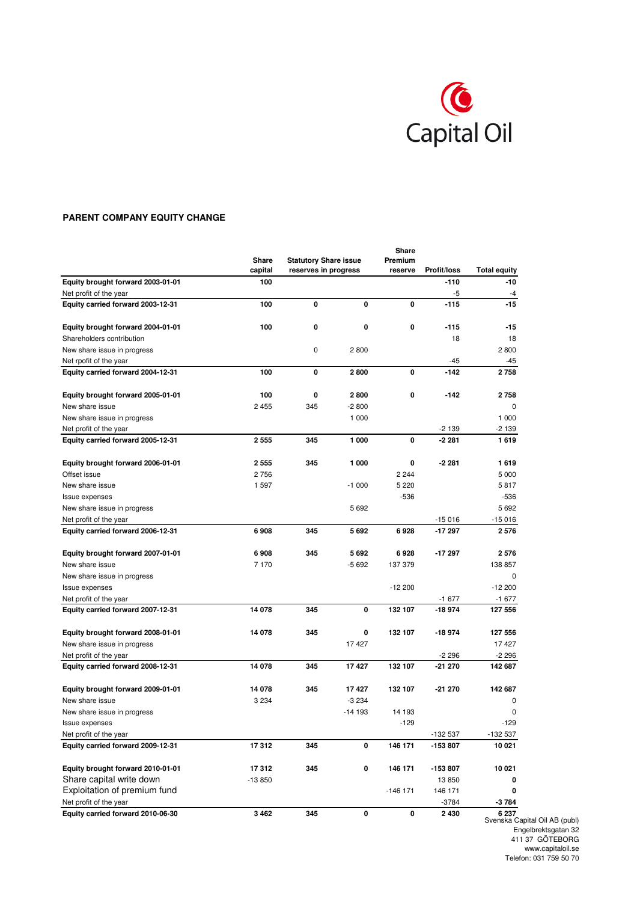Capital Oil

**PARENT COMPANY EQUITY CHANGE**

| | Share capital | Statutory reserves | Share issue in progress | Share Premium reserve | Profit/loss | Total equity |
|---|---|---|---|---|---|---|
| **Equity brought forward 2003-01-01** | **100** | | | | **-110** | **-10** |
| Net profit of the year | | | | | -5 | -4 |
| **Equity carried forward 2003-12-31** | **100** | **0** | **0** | **0** | **-115** | **-15** |
| | | | | | | |
| **Equity brought forward 2004-01-01** | **100** | **0** | **0** | **0** | **-115** | **-15** |
| Shareholders contribution | | | | | 18 | 18 |
| New share issue in progress | | 0 | 2 800 | | | 2 800 |
| Net rpofit of the year | | | | | -45 | -45 |
| **Equity carried forward 2004-12-31** | **100** | **0** | **2 800** | **0** | **-142** | **2 758** |
| | | | | | | |
| **Equity brought forward 2005-01-01** | **100** | **0** | **2 800** | **0** | **-142** | **2 758** |
| New share issue | 2 455 | 345 | -2 800 | | | 0 |
| New share issue in progress | | | 1 000 | | | 1 000 |
| Net profit of the year | | | | | -2 139 | -2 139 |
| **Equity carried forward 2005-12-31** | **2 555** | **345** | **1 000** | **0** | **-2 281** | **1 619** |
| | | | | | | |
| **Equity brought forward 2006-01-01** | **2 555** | **345** | **1 000** | **0** | **-2 281** | **1 619** |
| Offset issue | 2 756 | | | 2 244 | | 5 000 |
| New share issue | 1 597 | | -1 000 | 5 220 | | 5 817 |
| Issue expenses | | | | -536 | | -536 |
| New share issue in progress | | | 5 692 | | | 5 692 |
| Net profit of the year | | | | | -15 016 | -15 016 |
| **Equity carried forward 2006-12-31** | **6 908** | **345** | **5 692** | **6 928** | **-17 297** | **2 576** |
| | | | | | | |
| **Equity brought forward 2007-01-01** | **6 908** | **345** | **5 692** | **6 928** | **-17 297** | **2 576** |
| New share issue | 7 170 | | -5 692 | 137 379 | | 138 857 |
| New share issue in progress | | | | | | 0 |
| Issue expenses | | | | -12 200 | | -12 200 |
| Net profit of the year | | | | | -1 677 | -1 677 |
| **Equity carried forward 2007-12-31** | **14 078** | **345** | **0** | **132 107** | **-18 974** | **127 556** |
| | | | | | | |
| **Equity brought forward 2008-01-01** | **14 078** | **345** | **0** | **132 107** | **-18 974** | **127 556** |
| New share issue in progress | | | 17 427 | | | 17 427 |
| Net profit of the year | | | | | -2 296 | -2 296 |
| **Equity carried forward 2008-12-31** | **14 078** | **345** | **17 427** | **132 107** | **-21 270** | **142 687** |
| | | | | | | |
| **Equity brought forward 2009-01-01** | **14 078** | **345** | **17 427** | **132 107** | **-21 270** | **142 687** |
| New share issue | 3 234 | | -3 234 | | | 0 |
| New share issue in progress | | | -14 193 | 14 193 | | 0 |
| Issue expenses | | | | -129 | | -129 |
| Net profit of the year | | | | | -132 537 | -132 537 |
| **Equity carried forward 2009-12-31** | **17 312** | **345** | **0** | **146 171** | **-153 807** | **10 021** |
| | | | | | | |
| **Equity brought forward 2010-01-01** | **17 312** | **345** | **0** | **146 171** | **-153 807** | **10 021** |
| Share capital write down | -13 850 | | | | 13 850 | **0** |
| Exploitation of premium fund | | | | -146 171 | 146 171 | **0** |
| Net profit of the year | | | | | -3784 | **-3 784** |
| **Equity carried forward 2010-06-30** | **3 462** | **345** | **0** | **0** | **2 430** | **6 237** |

Svenska Capital Oil AB (publ)
Engelbrektsgatan 32
411 37 GÖTEBORG
www.capitaloil.se
Telefon: 031 759 50 70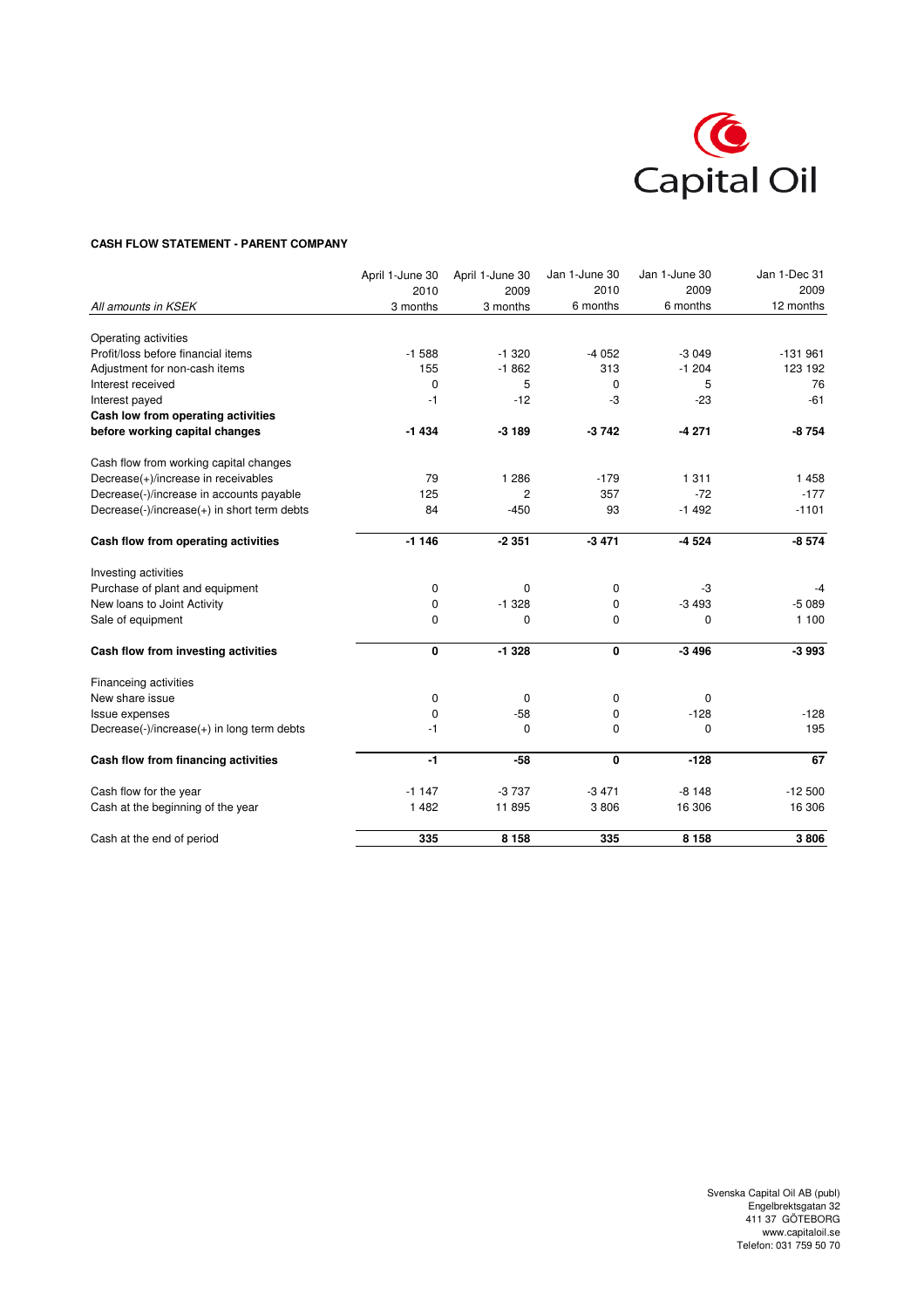Capital Oil

**CASH FLOW STATEMENT - PARENT COMPANY**

| *All amounts in KSEK* | April 1-June 30 2010 3 months | April 1-June 30 2009 3 months | Jan 1-June 30 2010 6 months | Jan 1-June 30 2009 6 months | Jan 1-Dec 31 2009 12 months |
|---|---|---|---|---|---|
| Operating activities | | | | | |
| Profit/loss before financial items | -1 588 | -1 320 | -4 052 | -3 049 | -131 961 |
| Adjustment for non-cash items | 155 | -1 862 | 313 | -1 204 | 123 192 |
| Interest received | 0 | 5 | 0 | 5 | 76 |
| Interest payed | -1 | -12 | -3 | -23 | -61 |
| **Cash low from operating activities before working capital changes** | **-1 434** | **-3 189** | **-3 742** | **-4 271** | **-8 754** |
| Cash flow from working capital changes | | | | | |
| Decrease(+)/increase in receivables | 79 | 1 286 | -179 | 1 311 | 1 458 |
| Decrease(-)/increase in accounts payable | 125 | 2 | 357 | -72 | -177 |
| Decrease(-)/increase(+) in short term debts | 84 | -450 | 93 | -1 492 | -1101 |
| **Cash flow from operating activities** | **-1 146** | **-2 351** | **-3 471** | **-4 524** | **-8 574** |
| Investing activities | | | | | |
| Purchase of plant and equipment | 0 | 0 | 0 | -3 | -4 |
| New loans to Joint Activity | 0 | -1 328 | 0 | -3 493 | -5 089 |
| Sale of equipment | 0 | 0 | 0 | 0 | 1 100 |
| **Cash flow from investing activities** | **0** | **-1 328** | **0** | **-3 496** | **-3 993** |
| Financeing activities | | | | | |
| New share issue | 0 | 0 | 0 | 0 | |
| Issue expenses | 0 | -58 | 0 | -128 | -128 |
| Decrease(-)/increase(+) in long term debts | -1 | 0 | 0 | 0 | 195 |
| **Cash flow from financing activities** | **-1** | **-58** | **0** | **-128** | **67** |
| Cash flow for the year | -1 147 | -3 737 | -3 471 | -8 148 | -12 500 |
| Cash at the beginning of the year | 1 482 | 11 895 | 3 806 | 16 306 | 16 306 |
| Cash at the end of period | **335** | **8 158** | **335** | **8 158** | **3 806** |

Svenska Capital Oil AB (publ)
Engelbrektsgatan 32
411 37 GÖTEBORG
www.capitaloil.se
Telefon: 031 759 50 70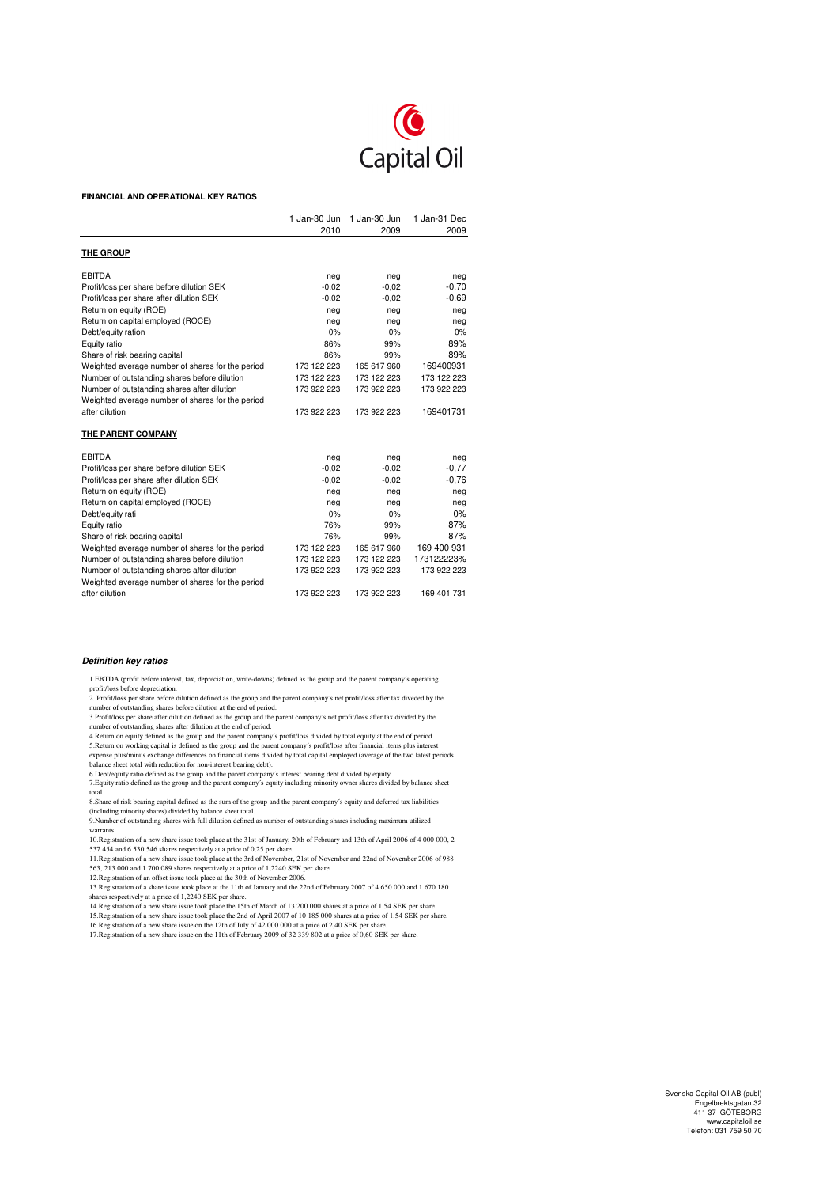Capital Oil

**FINANCIAL AND OPERATIONAL KEY RATIOS**

| | 1 Jan-30 Jun 2010 | 1 Jan-30 Jun 2009 | 1 Jan-31 Dec 2009 |
|---|---|---|---|
| **THE GROUP** | | | |
| EBITDA | neg | neg | neg |
| Profit/loss per share before dilution SEK | -0,02 | -0,02 | -0,70 |
| Profit/loss per share after dilution SEK | -0,02 | -0,02 | -0,69 |
| Return on equity (ROE) | neg | neg | neg |
| Return on capital employed (ROCE) | neg | neg | neg |
| Debt/equity ration | 0% | 0% | 0% |
| Equity ratio | 86% | 99% | 89% |
| Share of risk bearing capital | 86% | 99% | 89% |
| Weighted average number of shares for the period | 173 122 223 | 165 617 960 | 169400931 |
| Number of outstanding shares before dilution | 173 122 223 | 173 122 223 | 173 122 223 |
| Number of outstanding shares after dilution | 173 922 223 | 173 922 223 | 173 922 223 |
| Weighted average number of shares for the period after dilution | 173 922 223 | 173 922 223 | 169401731 |
| **THE PARENT COMPANY** | | | |
| EBITDA | neg | neg | neg |
| Profit/loss per share before dilution SEK | -0,02 | -0,02 | -0,77 |
| Profit/loss per share after dilution SEK | -0,02 | -0,02 | -0,76 |
| Return on equity (ROE) | neg | neg | neg |
| Return on capital employed (ROCE) | neg | neg | neg |
| Debt/equity rati | 0% | 0% | 0% |
| Equity ratio | 76% | 99% | 87% |
| Share of risk bearing capital | 76% | 99% | 87% |
| Weighted average number of shares for the period | 173 122 223 | 165 617 960 | 169 400 931 |
| Number of outstanding shares before dilution | 173 122 223 | 173 122 223 | 173122223% |
| Number of outstanding shares after dilution | 173 922 223 | 173 922 223 | 173 922 223 |
| Weighted average number of shares for the period after dilution | 173 922 223 | 173 922 223 | 169 401 731 |

***Definition key ratios***

1 EBTDA (profit before interest, tax, depreciation, write-downs) defined as the group and the parent company´s operating profit/loss before depreciation.

2. Profit/loss per share before dilution defined as the group and the parent company´s net profit/loss after tax diveded by the number of outstanding shares before dilution at the end of period.

3.Profit/loss per share after dilution defined as the group and the parent company´s net profit/loss after tax divided by the number of outstanding shares after dilution at the end of period.

4.Return on equity defined as the group and the parent company´s profit/loss divided by total equity at the end of period

5.Return on working capital is defined as the group and the parent company´s profit/loss after financial items plus interest expense plus/minus exchange differences on financial items divided by total capital employed (average of the two latest periods balance sheet total with reduction for non-interest bearing debt).

6.Debt/equity ratio defined as the group and the parent company´s interest bearing debt divided by equity.

7.Equity ratio defined as the group and the parent company´s equity including minority owner shares divided by balance sheet total

8.Share of risk bearing capital defined as the sum of the group and the parent company´s equity and deferred tax liabilities (including minority shares) divided by balance sheet total.

9.Number of outstanding shares with full dilution defined as number of outstanding shares including maximum utilized warrants.

10.Registration of a new share issue took place at the 31st of January, 20th of February and 13th of April 2006 of 4 000 000, 2 537 454 and 6 530 546 shares respectively at a price of 0,25 per share.

11.Registration of a new share issue took place at the 3rd of November, 21st of November and 22nd of November 2006 of 988 563, 213 000 and 1 700 089 shares respectively at a price of 1,2240 SEK per share.

12.Registration of an offset issue took place at the 30th of November 2006.

13.Registration of a share issue took place at the 11th of January and the 22nd of February 2007 of 4 650 000 and 1 670 180 shares respectively at a price of 1,2240 SEK per share.

14.Registration of a new share issue took place the 15th of March of 13 200 000 shares at a price of 1,54 SEK per share.

15.Registration of a new share issue took place the 2nd of April 2007 of 10 185 000 shares at a price of 1,54 SEK per share.

16.Registration of a new share issue on the 12th of July of 42 000 000 at a price of 2,40 SEK per share.

17.Registration of a new share issue on the 11th of February 2009 of 32 339 802 at a price of 0,60 SEK per share.

Svenska Capital Oil AB (publ)
Engelbrektsgatan 32
411 37 GÖTEBORG
www.capitaloil.se
Telefon: 031 759 50 70